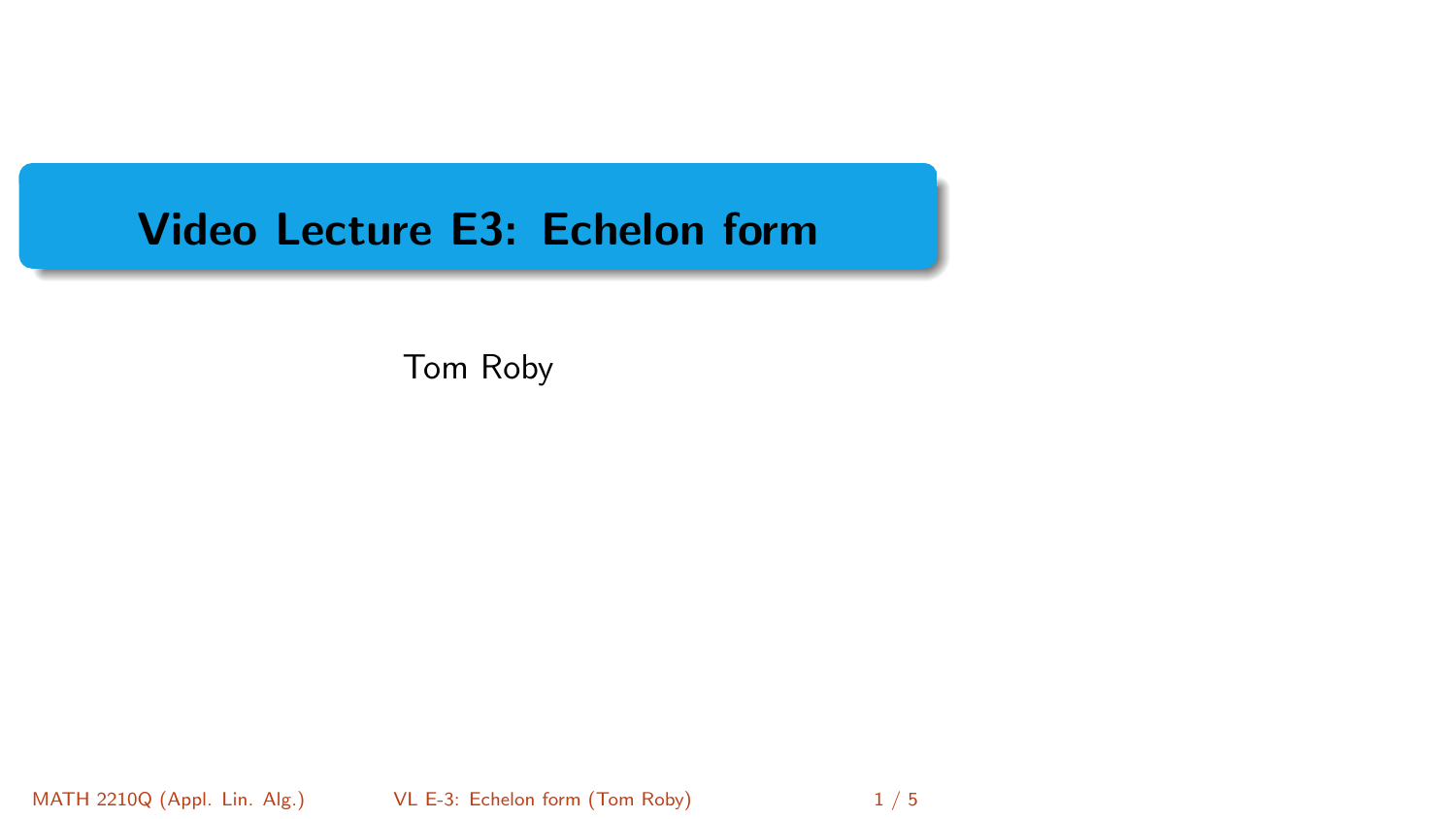# Video Lecture E3: Echelon form

Tom Roby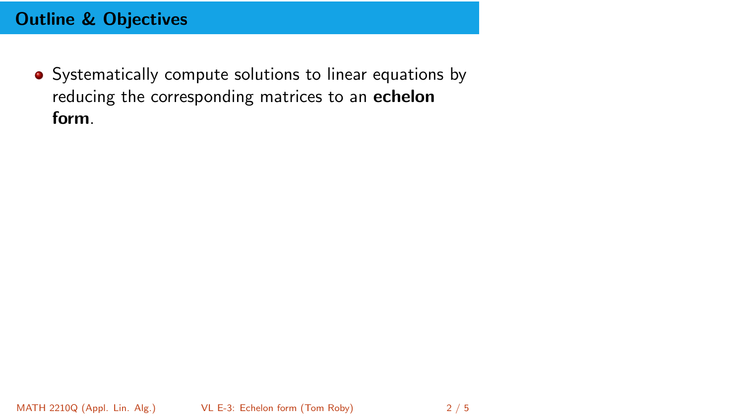## Outline & Objectives

- Systematically compute solutions to linear equations by reducing the corresponding matrices to an **echelon form**.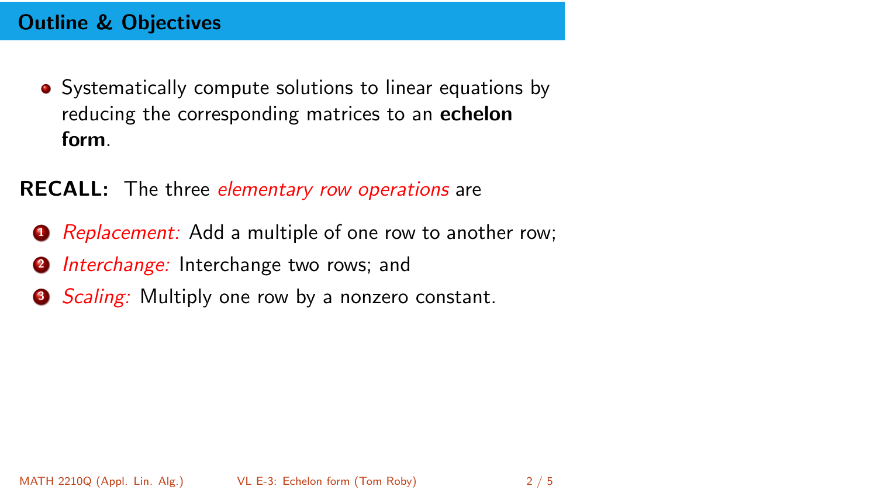## Outline & Objectives

- Systematically compute solutions to linear equations by reducing the corresponding matrices to an **echelon form**.

**RECALL:** The three *elementary row operations* are

1. *Replacement:* Add a multiple of one row to another row;
2. *Interchange:* Interchange two rows; and
3. *Scaling:* Multiply one row by a nonzero constant.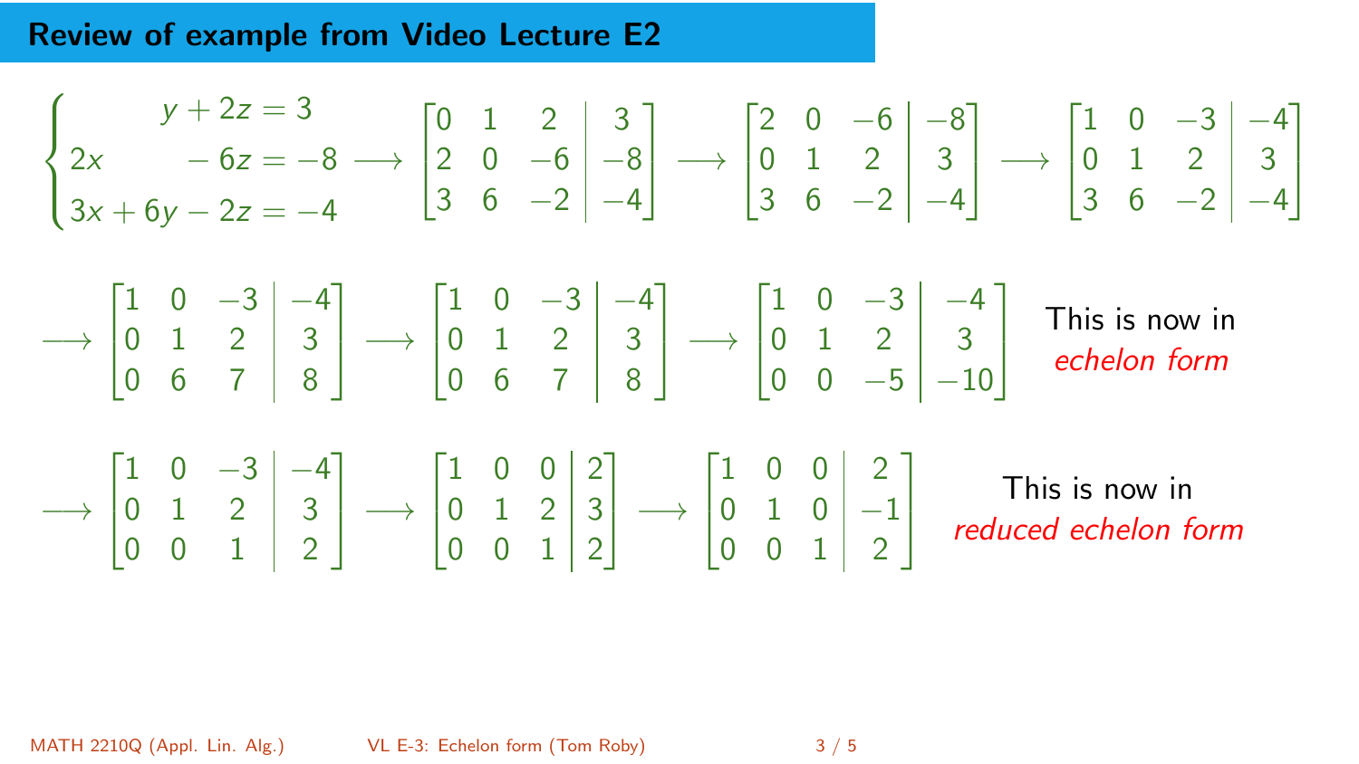## Review of example from Video Lecture E2

$$\begin{cases} \quad\quad\;\; y + 2z = 3 \\ 2x \quad\quad - 6z = -8 \\ 3x + 6y - 2z = -4 \end{cases} \longrightarrow \left[\begin{array}{ccc|c} 0 & 1 & 2 & 3 \\ 2 & 0 & -6 & -8 \\ 3 & 6 & -2 & -4 \end{array}\right] \longrightarrow \left[\begin{array}{ccc|c} 2 & 0 & -6 & -8 \\ 0 & 1 & 2 & 3 \\ 3 & 6 & -2 & -4 \end{array}\right] \longrightarrow \left[\begin{array}{ccc|c} 1 & 0 & -3 & -4 \\ 0 & 1 & 2 & 3 \\ 3 & 6 & -2 & -4 \end{array}\right]$$

$$\longrightarrow \left[\begin{array}{ccc|c} 1 & 0 & -3 & -4 \\ 0 & 1 & 2 & 3 \\ 0 & 6 & 7 & 8 \end{array}\right] \longrightarrow \left[\begin{array}{ccc|c} 1 & 0 & -3 & -4 \\ 0 & 1 & 2 & 3 \\ 0 & 6 & 7 & 8 \end{array}\right] \longrightarrow \left[\begin{array}{ccc|c} 1 & 0 & -3 & -4 \\ 0 & 1 & 2 & 3 \\ 0 & 0 & -5 & -10 \end{array}\right]$$

This is now in *echelon form*

$$\longrightarrow \left[\begin{array}{ccc|c} 1 & 0 & -3 & -4 \\ 0 & 1 & 2 & 3 \\ 0 & 0 & 1 & 2 \end{array}\right] \longrightarrow \left[\begin{array}{ccc|c} 1 & 0 & 0 & 2 \\ 0 & 1 & 2 & 3 \\ 0 & 0 & 1 & 2 \end{array}\right] \longrightarrow \left[\begin{array}{ccc|c} 1 & 0 & 0 & 2 \\ 0 & 1 & 0 & -1 \\ 0 & 0 & 1 & 2 \end{array}\right]$$

This is now in *reduced echelon form*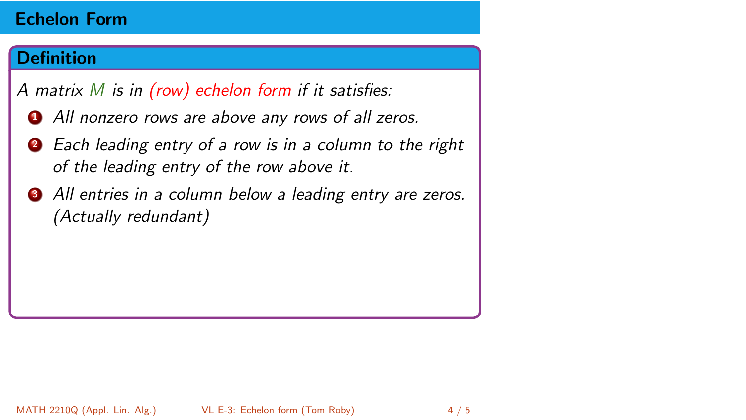# Echelon Form

## Definition

*A matrix $M$ is in (row) echelon form if it satisfies:*

1. *All nonzero rows are above any rows of all zeros.*
2. *Each leading entry of a row is in a column to the right of the leading entry of the row above it.*
3. *All entries in a column below a leading entry are zeros. (Actually redundant)*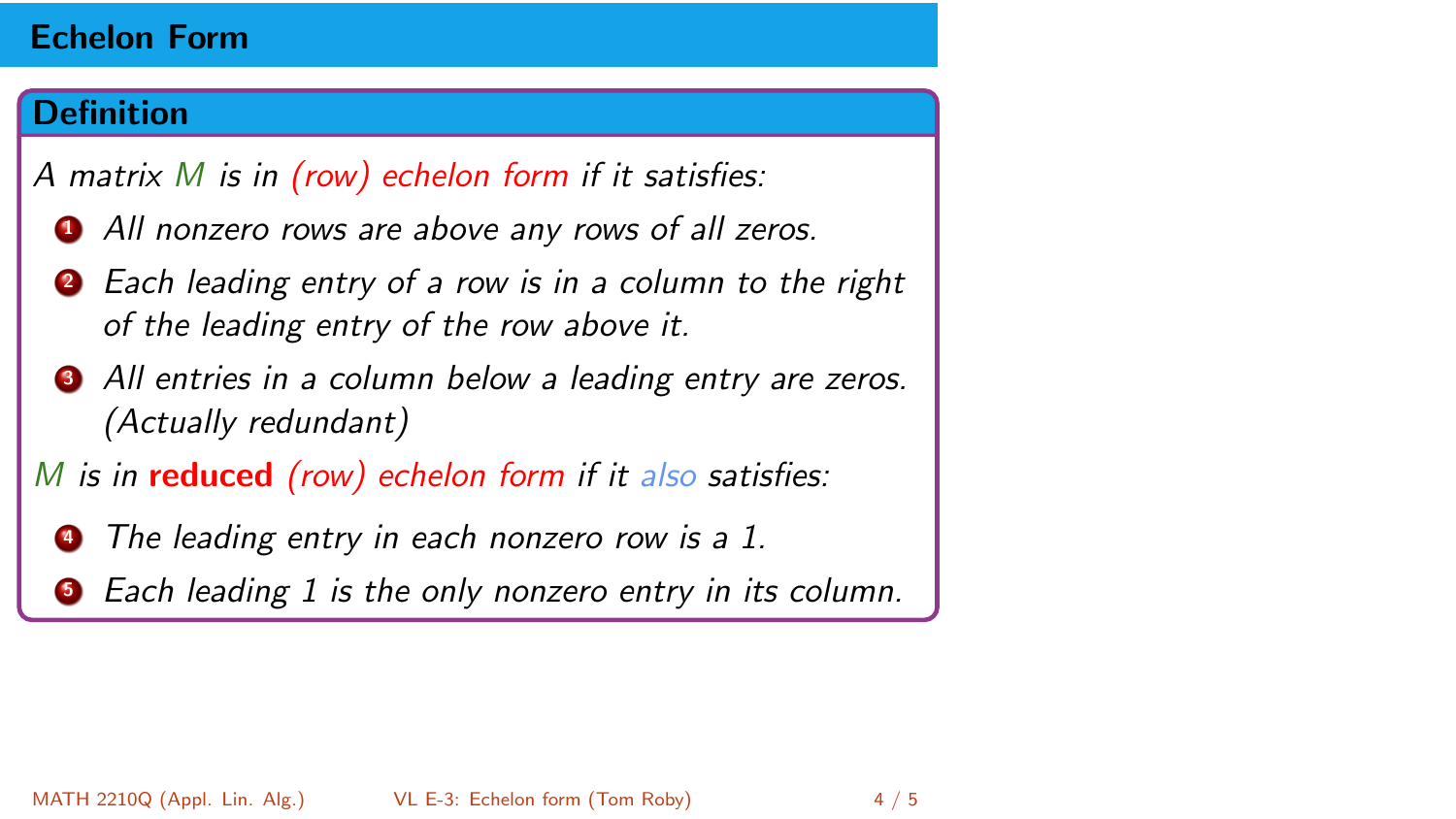# Echelon Form

## Definition

*A matrix $M$ is in (row) echelon form if it satisfies:*

1. *All nonzero rows are above any rows of all zeros.*
2. *Each leading entry of a row is in a column to the right of the leading entry of the row above it.*
3. *All entries in a column below a leading entry are zeros. (Actually redundant)*

*$M$ is in* **reduced** *(row) echelon form if it also satisfies:*

4. *The leading entry in each nonzero row is a 1.*
5. *Each leading 1 is the only nonzero entry in its column.*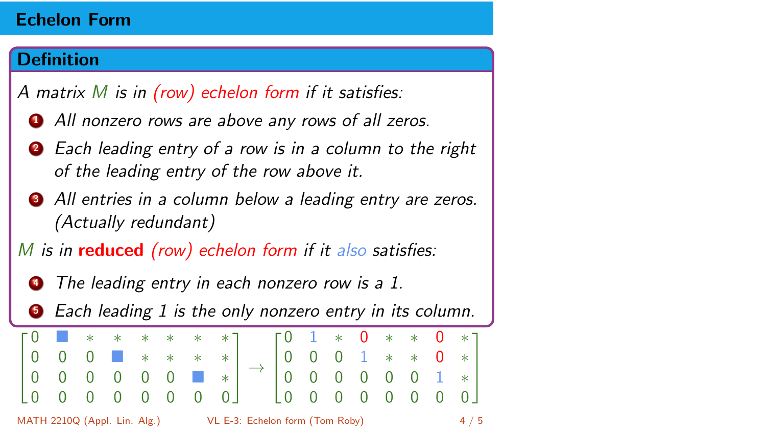# Echelon Form

## Definition

*A matrix $M$ is in (row) echelon form if it satisfies:*

1. *All nonzero rows are above any rows of all zeros.*
2. *Each leading entry of a row is in a column to the right of the leading entry of the row above it.*
3. *All entries in a column below a leading entry are zeros. (Actually redundant)*

*$M$ is in **reduced** (row) echelon form if it also satisfies:*

4. *The leading entry in each nonzero row is a 1.*
5. *Each leading 1 is the only nonzero entry in its column.*

$$\begin{bmatrix} 0 & \blacksquare & * & * & * & * & * & * \\ 0 & 0 & 0 & \blacksquare & * & * & * & * \\ 0 & 0 & 0 & 0 & 0 & 0 & \blacksquare & * \\ 0 & 0 & 0 & 0 & 0 & 0 & 0 & 0 \end{bmatrix} \rightarrow \begin{bmatrix} 0 & 1 & * & 0 & * & * & 0 & * \\ 0 & 0 & 0 & 1 & * & * & 0 & * \\ 0 & 0 & 0 & 0 & 0 & 0 & 1 & * \\ 0 & 0 & 0 & 0 & 0 & 0 & 0 & 0 \end{bmatrix}$$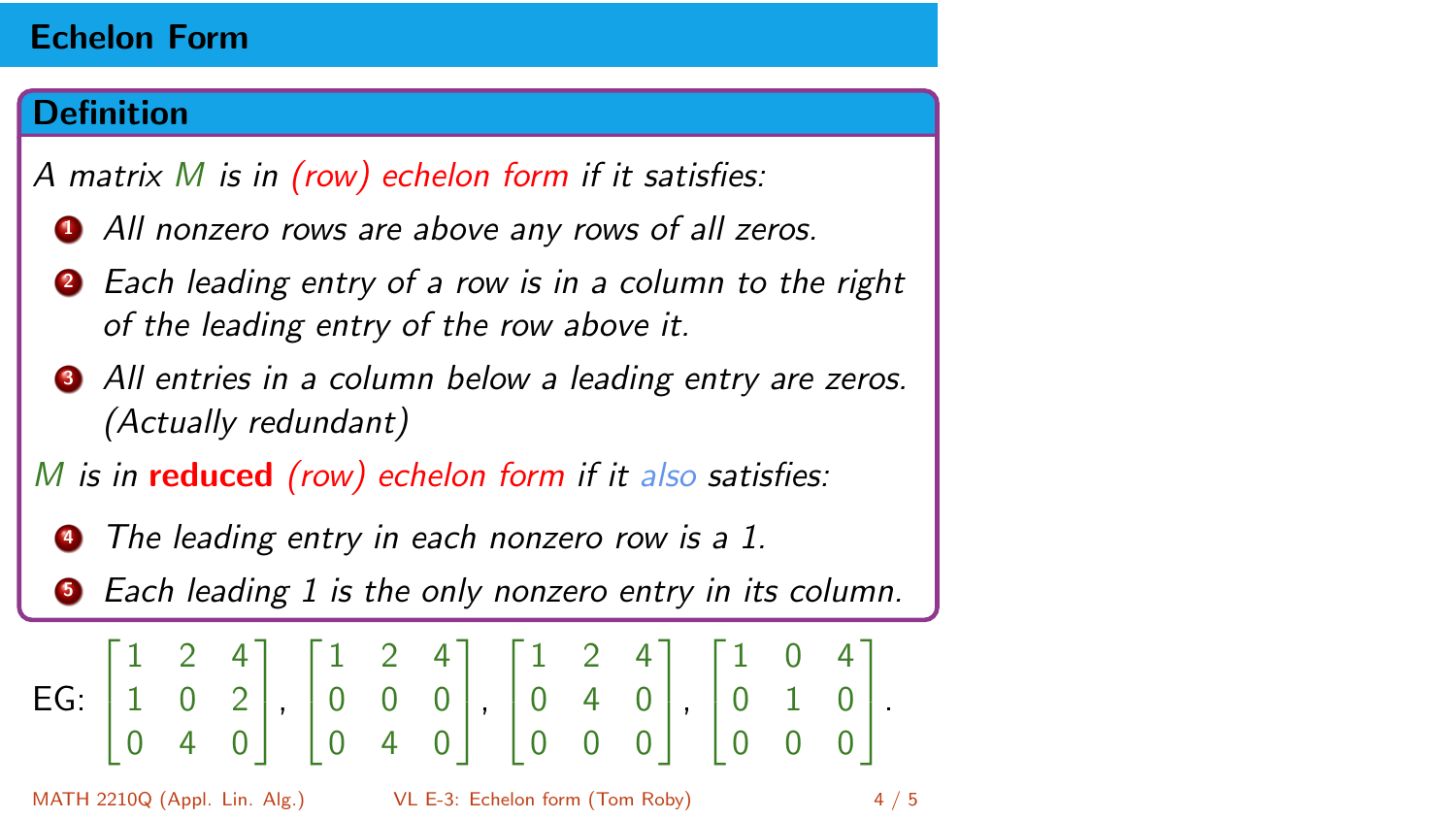## Echelon Form

### Definition

*A matrix $M$ is in (row) echelon form if it satisfies:*

1. *All nonzero rows are above any rows of all zeros.*
2. *Each leading entry of a row is in a column to the right of the leading entry of the row above it.*
3. *All entries in a column below a leading entry are zeros. (Actually redundant)*

*$M$ is in* **reduced** *(row) echelon form if it also satisfies:*

4. *The leading entry in each nonzero row is a 1.*
5. *Each leading 1 is the only nonzero entry in its column.*

EG: $\begin{bmatrix} 1 & 2 & 4 \\ 1 & 0 & 2 \\ 0 & 4 & 0 \end{bmatrix}$, $\begin{bmatrix} 1 & 2 & 4 \\ 0 & 0 & 0 \\ 0 & 4 & 0 \end{bmatrix}$, $\begin{bmatrix} 1 & 2 & 4 \\ 0 & 4 & 0 \\ 0 & 0 & 0 \end{bmatrix}$, $\begin{bmatrix} 1 & 0 & 4 \\ 0 & 1 & 0 \\ 0 & 0 & 0 \end{bmatrix}$.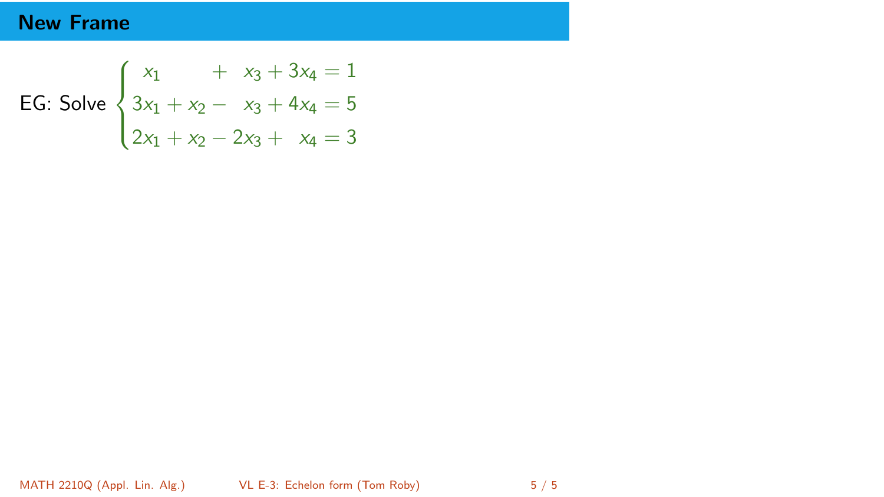## New Frame

EG: Solve 
$$\begin{cases} x_1 \phantom{+x_2} + \phantom{2}x_3 + 3x_4 = 1 \\ 3x_1 + x_2 - \phantom{2}x_3 + 4x_4 = 5 \\ 2x_1 + x_2 - 2x_3 + \phantom{3}x_4 = 3 \end{cases}$$